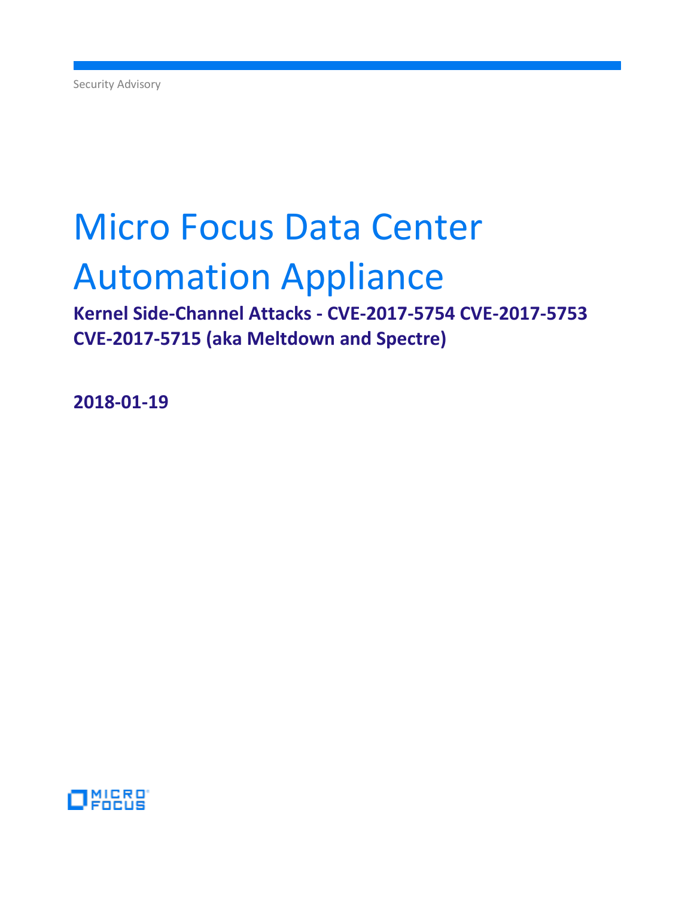Security Advisory

# Micro Focus Data Center Automation Appliance

## Kernel Side-Channel Attacks - CVE-2017-5754 CVE-2017-5753 CVE-2017-5715 (aka Meltdown and Spectre)

**2018-01-19**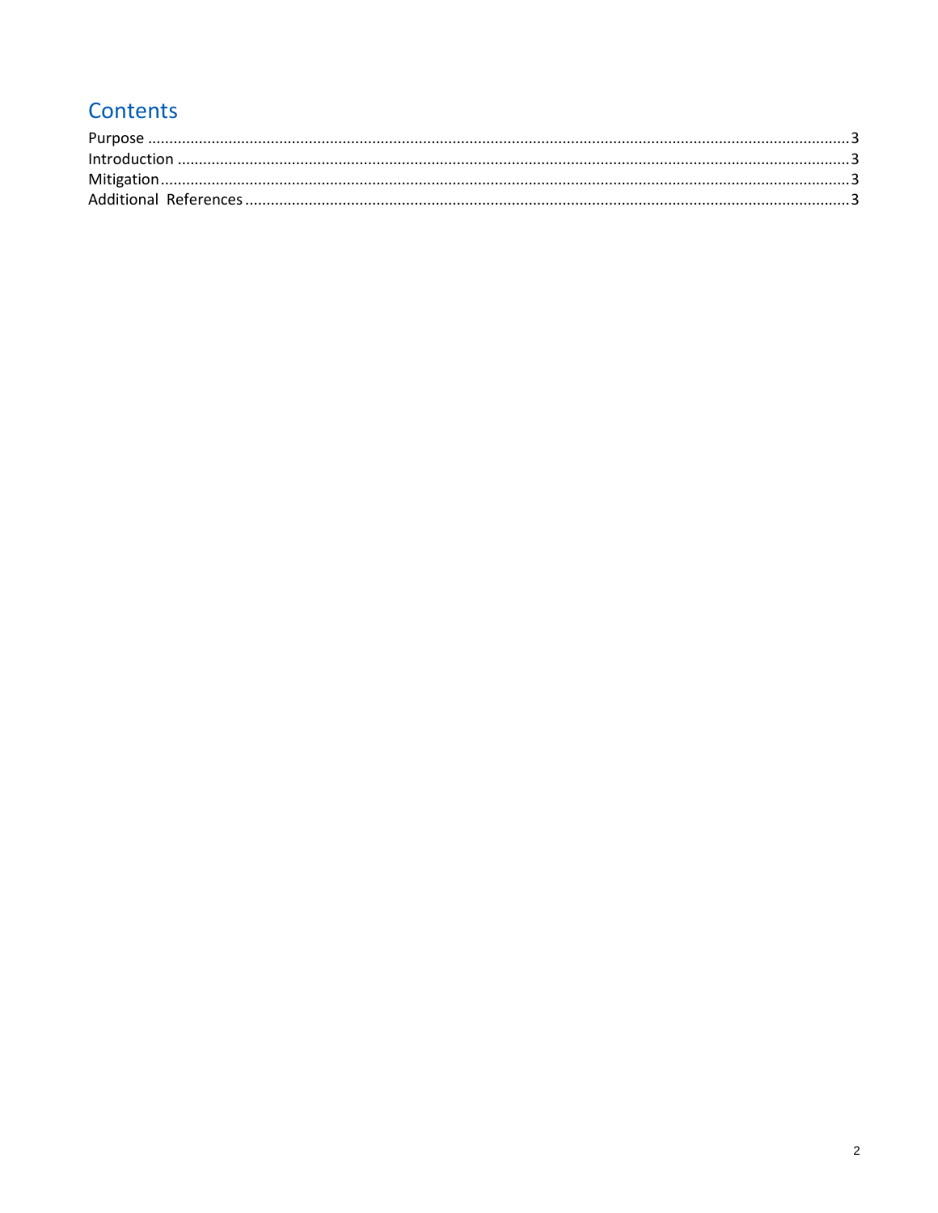## Contents

Purpose ....................................................................................................................................................3
Introduction ...............................................................................................................................................3
Mitigation...................................................................................................................................................3
Additional References ................................................................................................................................3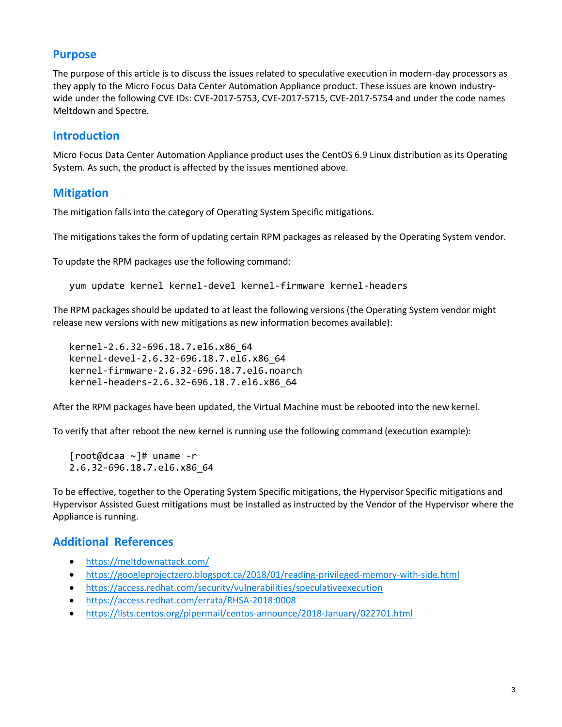## Purpose

The purpose of this article is to discuss the issues related to speculative execution in modern-day processors as they apply to the Micro Focus Data Center Automation Appliance product. These issues are known industry-wide under the following CVE IDs: CVE-2017-5753, CVE-2017-5715, CVE-2017-5754 and under the code names Meltdown and Spectre.

## Introduction

Micro Focus Data Center Automation Appliance product uses the CentOS 6.9 Linux distribution as its Operating System. As such, the product is affected by the issues mentioned above.

## Mitigation

The mitigation falls into the category of Operating System Specific mitigations.

The mitigations takes the form of updating certain RPM packages as released by the Operating System vendor.

To update the RPM packages use the following command:

```
yum update kernel kernel-devel kernel-firmware kernel-headers
```

The RPM packages should be updated to at least the following versions (the Operating System vendor might release new versions with new mitigations as new information becomes available):

```
kernel-2.6.32-696.18.7.el6.x86_64
kernel-devel-2.6.32-696.18.7.el6.x86_64
kernel-firmware-2.6.32-696.18.7.el6.noarch
kernel-headers-2.6.32-696.18.7.el6.x86_64
```

After the RPM packages have been updated, the Virtual Machine must be rebooted into the new kernel.

To verify that after reboot the new kernel is running use the following command (execution example):

```
[root@dcaa ~]# uname -r
2.6.32-696.18.7.el6.x86_64
```

To be effective, together to the Operating System Specific mitigations, the Hypervisor Specific mitigations and Hypervisor Assisted Guest mitigations must be installed as instructed by the Vendor of the Hypervisor where the Appliance is running.

## Additional References

- https://meltdownattack.com/
- https://googleprojectzero.blogspot.ca/2018/01/reading-privileged-memory-with-side.html
- https://access.redhat.com/security/vulnerabilities/speculativeexecution
- https://access.redhat.com/errata/RHSA-2018:0008
- https://lists.centos.org/pipermail/centos-announce/2018-January/022701.html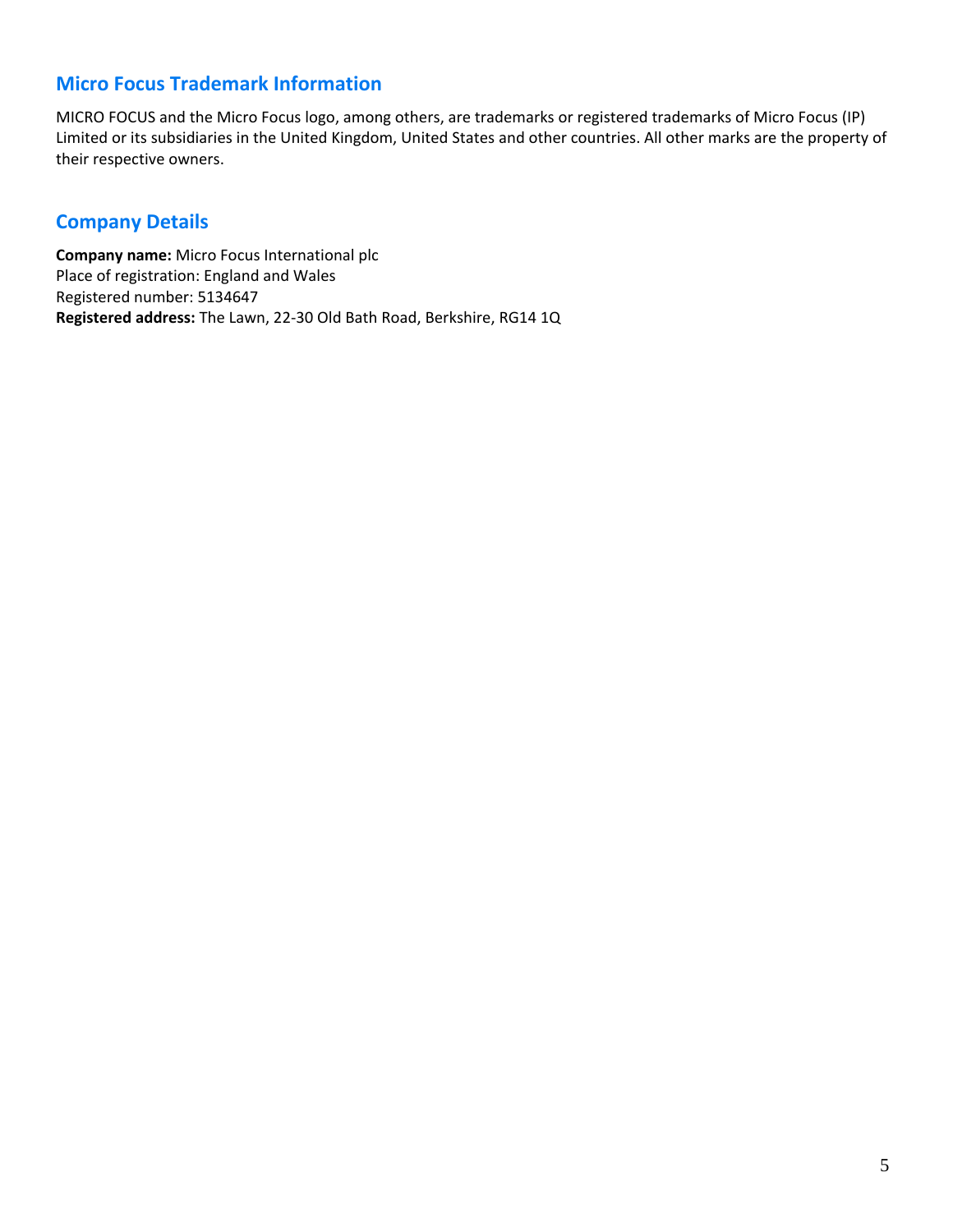## Micro Focus Trademark Information

MICRO FOCUS and the Micro Focus logo, among others, are trademarks or registered trademarks of Micro Focus (IP) Limited or its subsidiaries in the United Kingdom, United States and other countries. All other marks are the property of their respective owners.

## Company Details

**Company name:** Micro Focus International plc
Place of registration: England and Wales
Registered number: 5134647
**Registered address:** The Lawn, 22-30 Old Bath Road, Berkshire, RG14 1Q